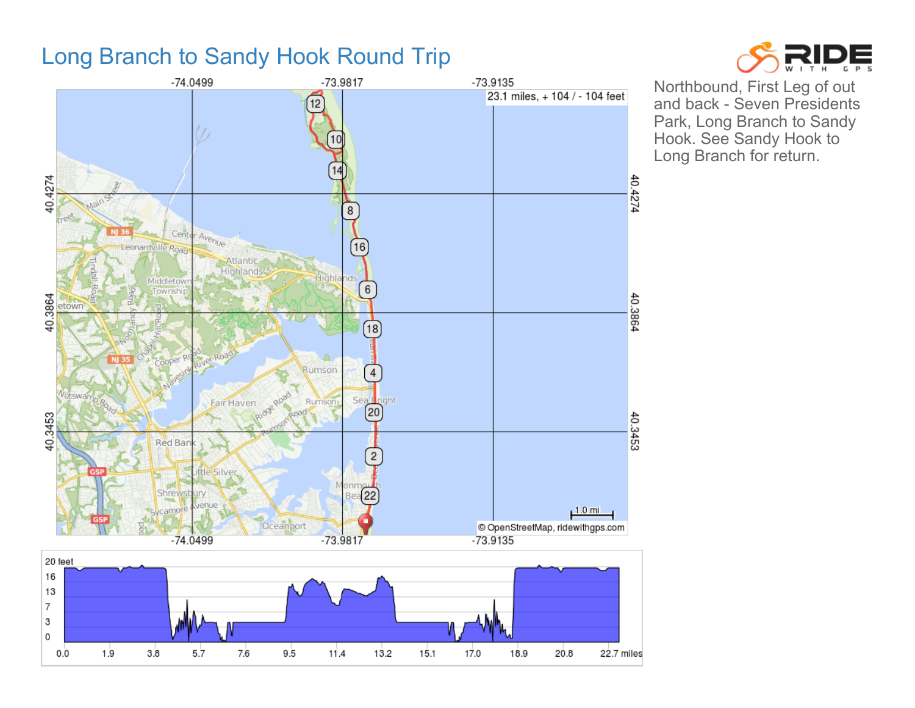# Long Branch to Sandy Hook Round Trip

Northbound, First Leg of out and back - Seven Presidents Park, Long Branch to Sandy Hook. See Sandy Hook to Long Branch for return.

23.1 miles, + 104 / - 104 feet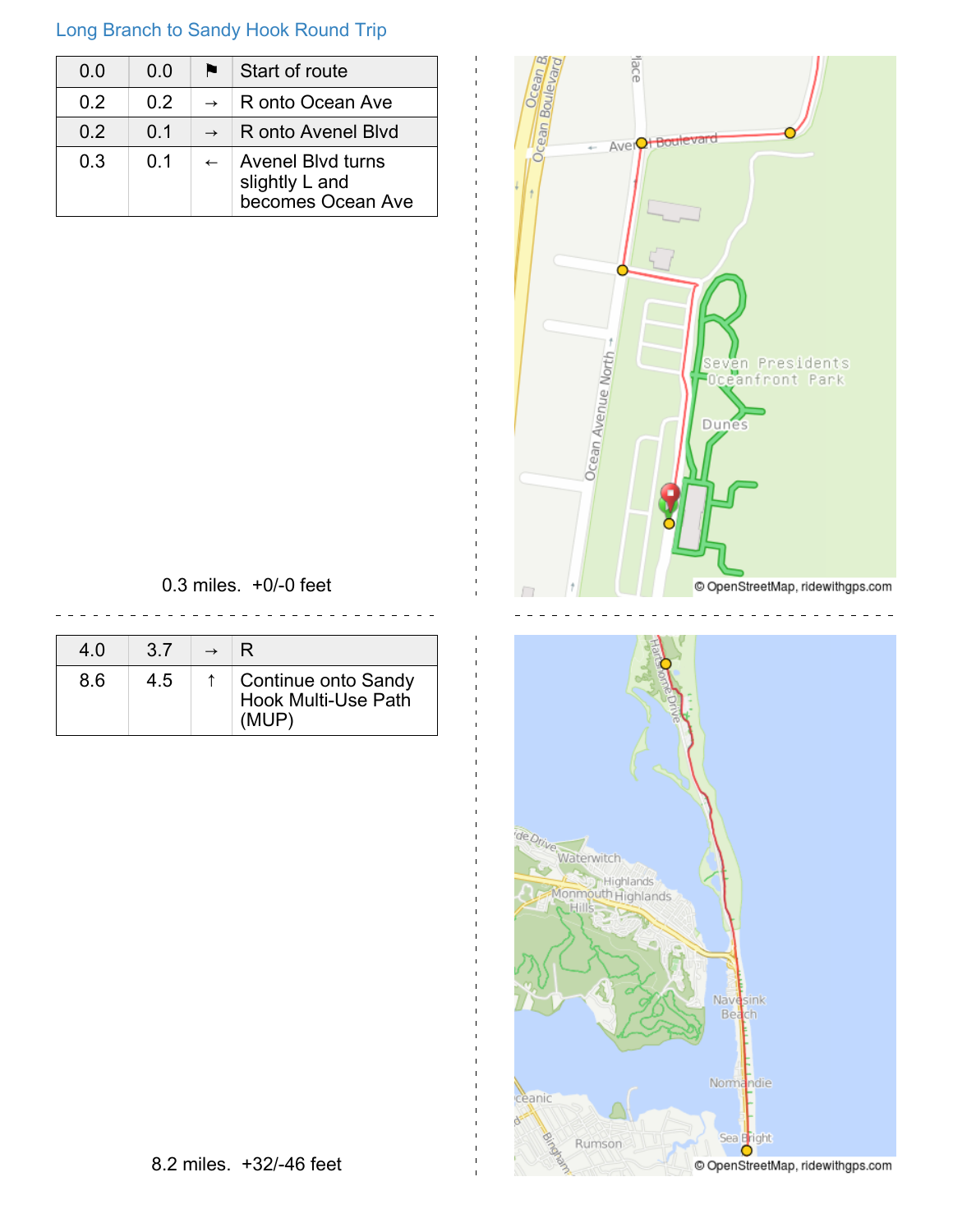Long Branch to Sandy Hook Round Trip

| 0.0 | 0.0 | ⚑ | Start of route |
|---|---|---|---|
| 0.2 | 0.2 | → | R onto Ocean Ave |
| 0.2 | 0.1 | → | R onto Avenel Blvd |
| 0.3 | 0.1 | ← | Avenel Blvd turns slightly L and becomes Ocean Ave |

0.3 miles. +0/-0 feet

| 4.0 | 3.7 | → | R |
|---|---|---|---|
| 8.6 | 4.5 | ↑ | Continue onto Sandy Hook Multi-Use Path (MUP) |

8.2 miles. +32/-46 feet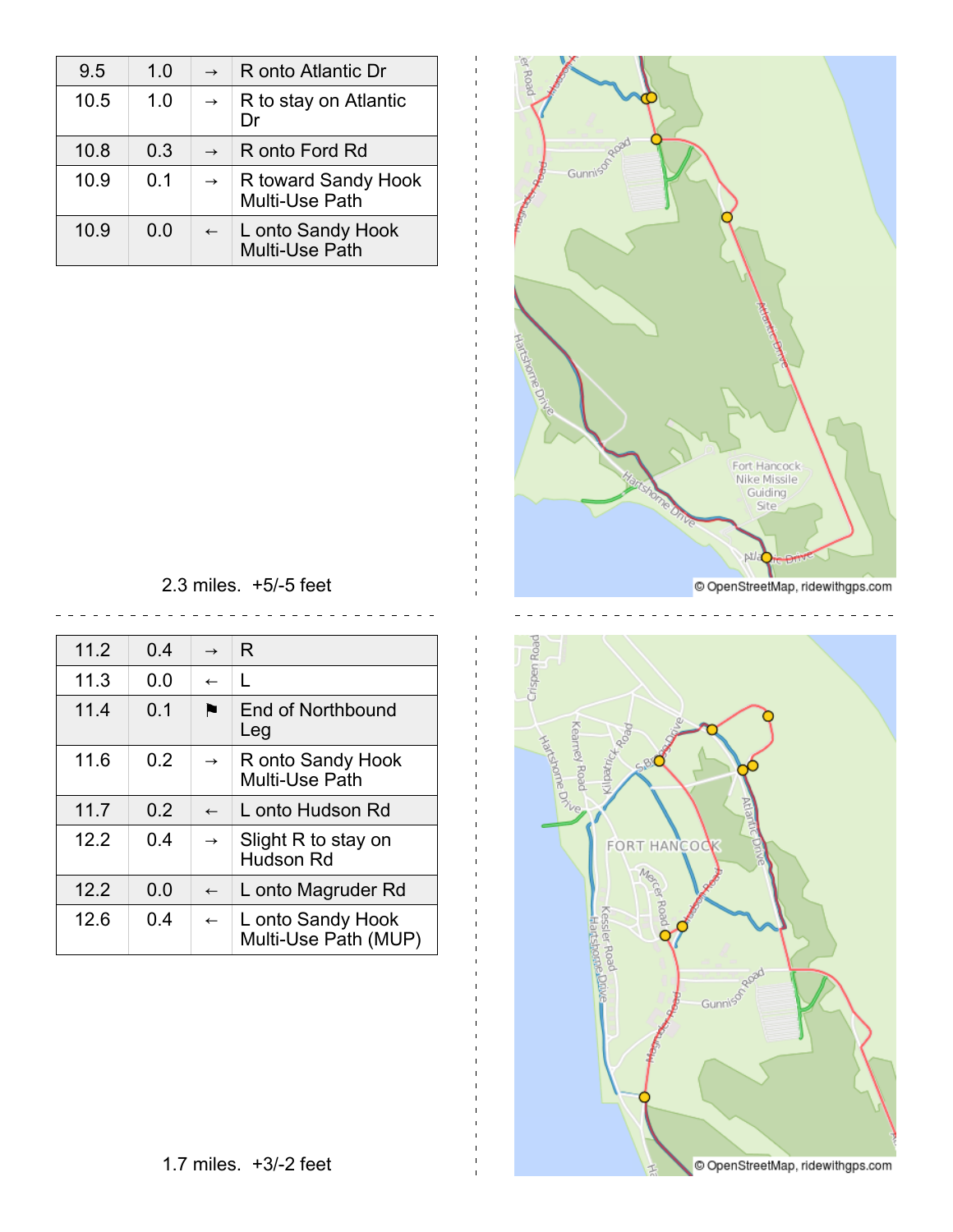| 9.5 | 1.0 | → | R onto Atlantic Dr |
|---|---|---|---|
| 10.5 | 1.0 | → | R to stay on Atlantic Dr |
| 10.8 | 0.3 | → | R onto Ford Rd |
| 10.9 | 0.1 | → | R toward Sandy Hook Multi-Use Path |
| 10.9 | 0.0 | ← | L onto Sandy Hook Multi-Use Path |

2.3 miles. +5/-5 feet

| 11.2 | 0.4 | → | R |
|---|---|---|---|
| 11.3 | 0.0 | ← | L |
| 11.4 | 0.1 | ⚑ | End of Northbound Leg |
| 11.6 | 0.2 | → | R onto Sandy Hook Multi-Use Path |
| 11.7 | 0.2 | ← | L onto Hudson Rd |
| 12.2 | 0.4 | → | Slight R to stay on Hudson Rd |
| 12.2 | 0.0 | ← | L onto Magruder Rd |
| 12.6 | 0.4 | ← | L onto Sandy Hook Multi-Use Path (MUP) |

1.7 miles. +3/-2 feet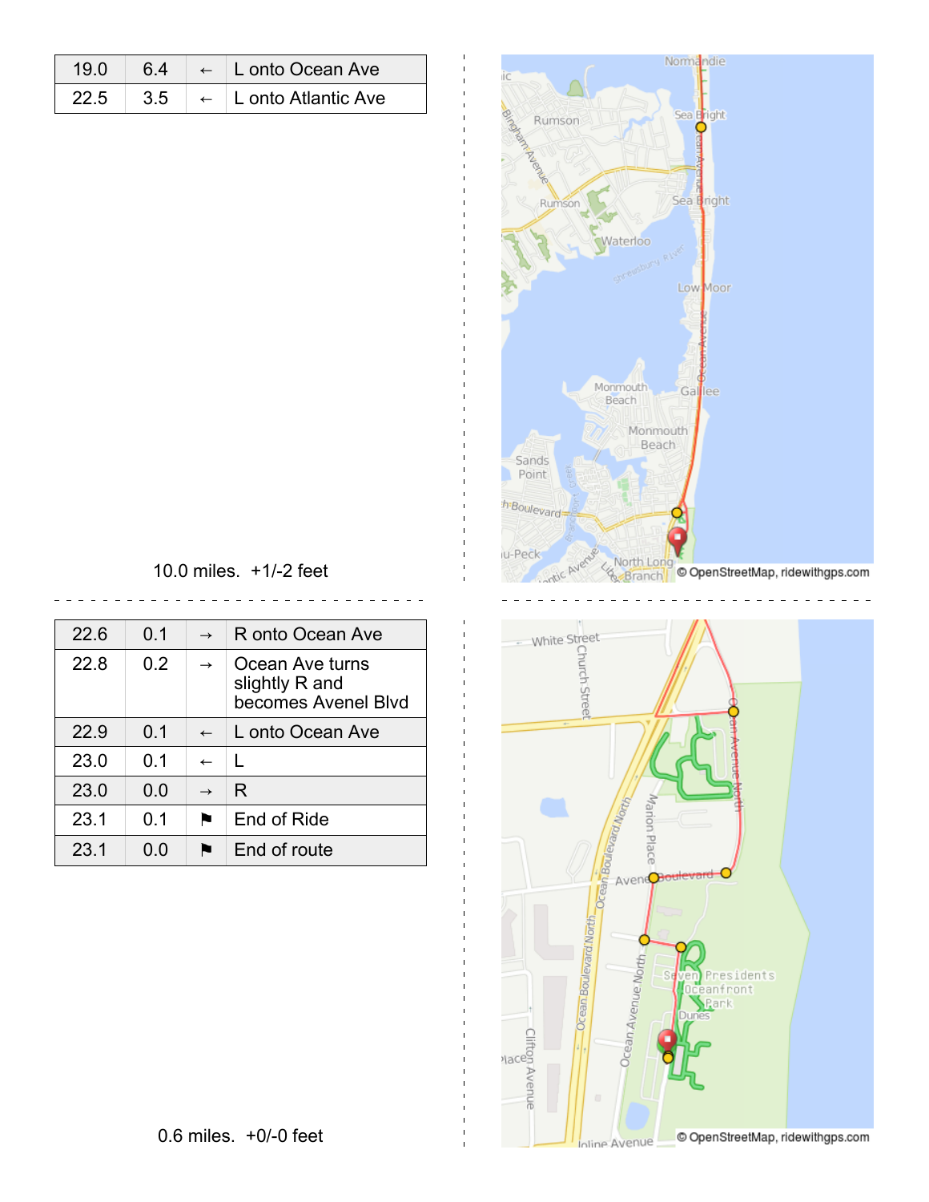| | | | |
|---|---|---|---|
| 19.0 | 6.4 | ← | L onto Ocean Ave |
| 22.5 | 3.5 | ← | L onto Atlantic Ave |

10.0 miles. +1/-2 feet

| | | | |
|---|---|---|---|
| 22.6 | 0.1 | → | R onto Ocean Ave |
| 22.8 | 0.2 | → | Ocean Ave turns slightly R and becomes Avenel Blvd |
| 22.9 | 0.1 | ← | L onto Ocean Ave |
| 23.0 | 0.1 | ← | L |
| 23.0 | 0.0 | → | R |
| 23.1 | 0.1 | ⚑ | End of Ride |
| 23.1 | 0.0 | ⚑ | End of route |

0.6 miles. +0/-0 feet